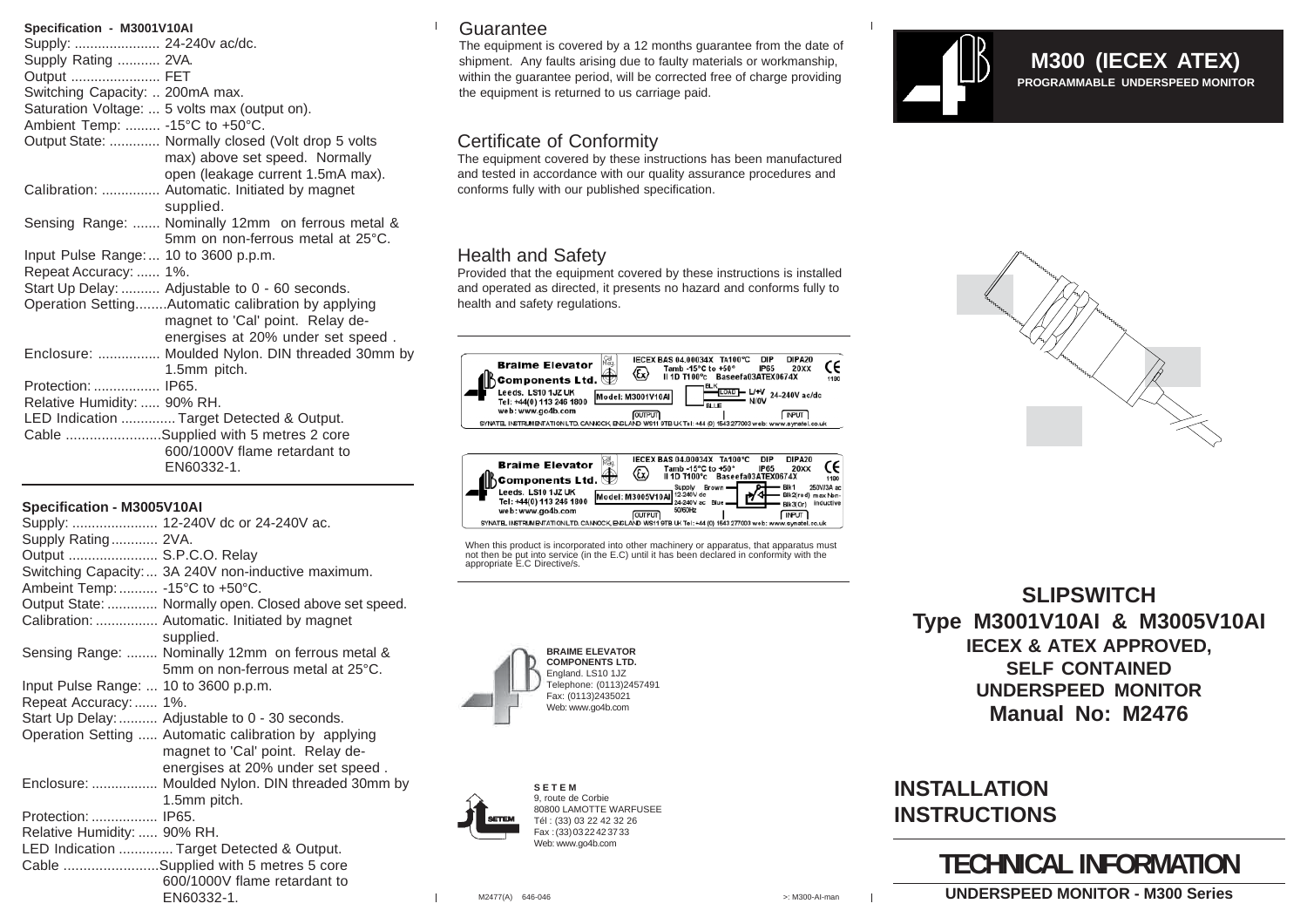**Specification - M3001V10AI**

Supply: ...................... 24-240v ac/dc.
Supply Rating ........... 2VA.
Output ....................... FET
Switching Capacity: .. 200mA max.
Saturation Voltage: ... 5 volts max (output on).
Ambient Temp: ......... -15°C to +50°C.
Output State: ............. Normally closed (Volt drop 5 volts max) above set speed. Normally open (leakage current 1.5mA max).
Calibration: ............... Automatic. Initiated by magnet supplied.
Sensing Range: ....... Nominally 12mm on ferrous metal & 5mm on non-ferrous metal at 25°C.
Input Pulse Range:... 10 to 3600 p.p.m.
Repeat Accuracy: ...... 1%.
Start Up Delay: .......... Adjustable to 0 - 60 seconds.
Operation Setting........Automatic calibration by applying magnet to 'Cal' point. Relay de-energises at 20% under set speed .
Enclosure: ................ Moulded Nylon. DIN threaded 30mm by 1.5mm pitch.
Protection: ................ IP65.
Relative Humidity: ..... 90% RH.
LED Indication .............. Target Detected & Output.
Cable ........................Supplied with 5 metres 2 core 600/1000V flame retardant to EN60332-1.

**Specification - M3005V10AI**

Supply: ...................... 12-240V dc or 24-240V ac.
Supply Rating............ 2VA.
Output ....................... S.P.C.O. Relay
Switching Capacity:... 3A 240V non-inductive maximum.
Ambeint Temp:.......... -15°C to +50°C.
Output State: ............. Normally open. Closed above set speed.
Calibration: ................ Automatic. Initiated by magnet supplied.
Sensing Range: ........ Nominally 12mm on ferrous metal & 5mm on non-ferrous metal at 25°C.
Input Pulse Range: ... 10 to 3600 p.p.m.
Repeat Accuracy:...... 1%.
Start Up Delay:.......... Adjustable to 0 - 30 seconds.
Operation Setting ..... Automatic calibration by applying magnet to 'Cal' point. Relay de-energises at 20% under set speed .
Enclosure: ................. Moulded Nylon. DIN threaded 30mm by 1.5mm pitch.
Protection: ................. IP65.
Relative Humidity: ..... 90% RH.
LED Indication .............. Target Detected & Output.
Cable ........................Supplied with 5 metres 5 core 600/1000V flame retardant to EN60332-1.

## Guarantee

The equipment is covered by a 12 months guarantee from the date of shipment. Any faults arising due to faulty materials or workmanship, within the guarantee period, will be corrected free of charge providing the equipment is returned to us carriage paid.

## Certificate of Conformity

The equipment covered by these instructions has been manufactured and tested in accordance with our quality assurance procedures and conforms fully with our published specification.

## Health and Safety

Provided that the equipment covered by these instructions is installed and operated as directed, it presents no hazard and conforms fully to health and safety regulations.

Braime Elevator Components Ltd. Leeds. LS10 1JZ UK Tel: +44(0) 113 246 1800 web: www.go4b.com
IECEX BAS 04.00034X TA100°C DIP DIPA20 Tamb -15°C to +50° IP65 20XX II 1D T100°c Baseefa03ATEX0674X 1180
Model: M3001V10AI — BLK LOAD L/+V 24-240V ac/dc — BLUE N/0V — OUTPUT — INPUT
SYNATEL INSTRUMENTATION LTD. CANNOCK, ENGLAND WS11 9TB UK Tel: +44 (0) 1543 277003 web: www.synatel.co.uk

Braime Elevator Components Ltd. Leeds. LS10 1JZ UK Tel: +44(0) 113 246 1800 web: www.go4b.com
IECEX BAS 04.00034X TA100°C DIP DIPA20 Tamb -15°C to +50° IP65 20XX II 1D T100°c Baseefa03ATEX0674X 1180
Model: M3005V10AI — Supply Brown 12-240V dc 24-240V ac Blue 50/60Hz — Blk1 250V/3A ac Blk2(red) max Non- Blk3(Or) inductive — OUTPUT — INPUT
SYNATEL INSTRUMENTATION LTD. CANNOCK, ENGLAND WS11 9TB UK Tel: +44 (0) 1543 277003 web: www.synatel.co.uk

When this product is incorporated into other machinery or apparatus, that apparatus must not then be put into service (in the E.C) until it has been declared in conformity with the appropriate E.C Directive/s.

**BRAIME ELEVATOR COMPONENTS LTD.**
England. LS10 1JZ
Telephone: (0113)2457491
Fax: (0113)2435021
Web: www.go4b.com

**S E T E M**
9, route de Corbie
80800 LAMOTTE WARFUSEE
Tél : (33) 03 22 42 32 26
Fax : (33) 03 22 42 37 33
Web: www.go4b.com

M2477(A) 646-046 >: M300-AI-man

# M300 (IECEX ATEX)

**PROGRAMMABLE UNDERSPEED MONITOR**

# SLIPSWITCH
## Type M3001V10AI & M3005V10AI
**IECEX & ATEX APPROVED, SELF CONTAINED UNDERSPEED MONITOR**
**Manual No: M2476**

# INSTALLATION INSTRUCTIONS

# TECHNICAL INFORMATION

**UNDERSPEED MONITOR - M300 Series**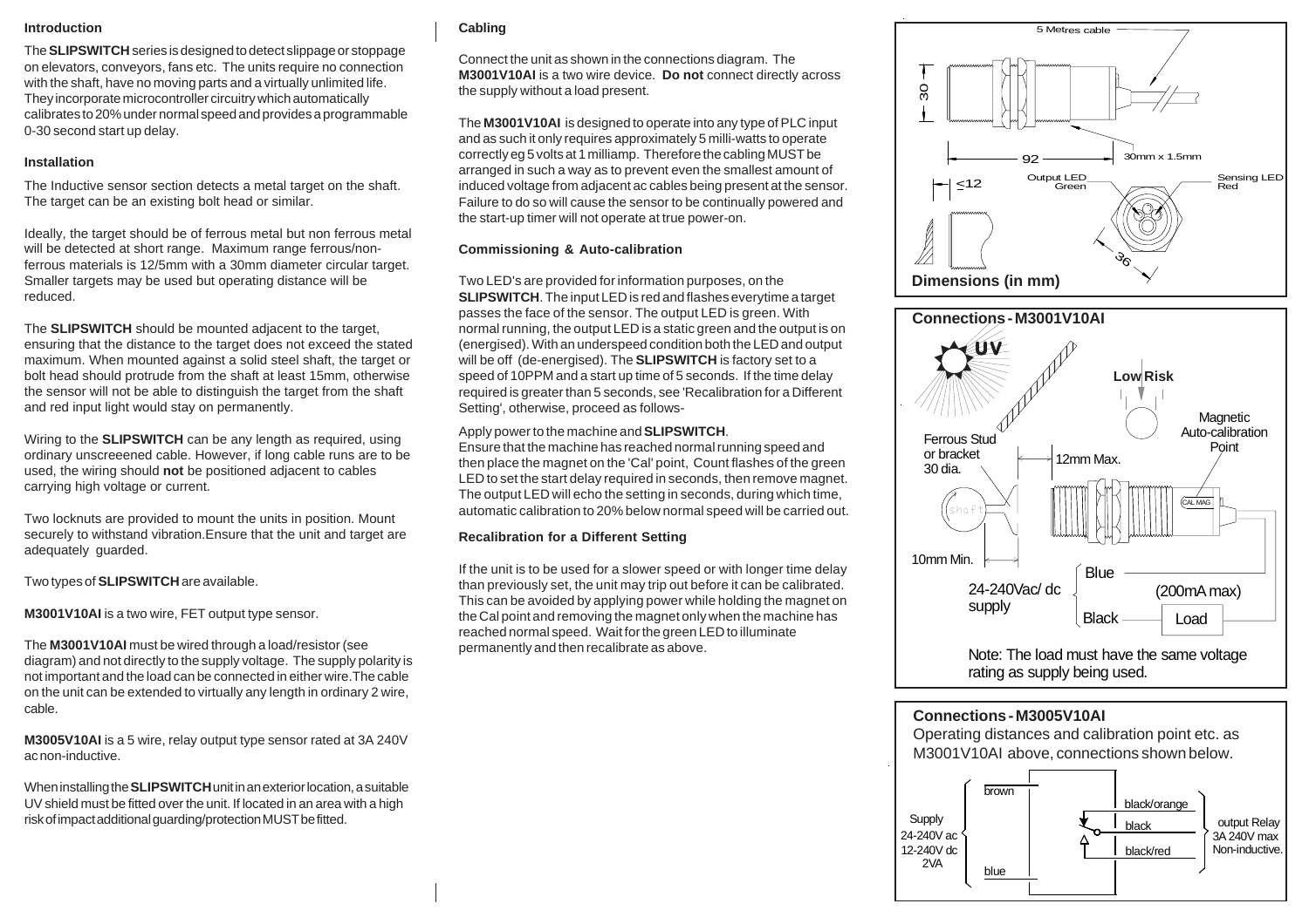## Introduction

The **SLIPSWITCH** series is designed to detect slippage or stoppage on elevators, conveyors, fans etc. The units require no connection with the shaft, have no moving parts and a virtually unlimited life. They incorporate microcontroller circuitry which automatically calibrates to 20% under normal speed and provides a programmable 0-30 second start up delay.

## Installation

The Inductive sensor section detects a metal target on the shaft. The target can be an existing bolt head or similar.

Ideally, the target should be of ferrous metal but non ferrous metal will be detected at short range. Maximum range ferrous/non-ferrous materials is 12/5mm with a 30mm diameter circular target. Smaller targets may be used but operating distance will be reduced.

The **SLIPSWITCH** should be mounted adjacent to the target, ensuring that the distance to the target does not exceed the stated maximum. When mounted against a solid steel shaft, the target or bolt head should protrude from the shaft at least 15mm, otherwise the sensor will not be able to distinguish the target from the shaft and red input light would stay on permanently.

Wiring to the **SLIPSWITCH** can be any length as required, using ordinary unscreeened cable. However, if long cable runs are to be used, the wiring should **not** be positioned adjacent to cables carrying high voltage or current.

Two locknuts are provided to mount the units in position. Mount securely to withstand vibration.Ensure that the unit and target are adequately guarded.

Two types of **SLIPSWITCH** are available.

**M3001V10AI** is a two wire, FET output type sensor.

The **M3001V10AI** must be wired through a load/resistor (see diagram) and not directly to the supply voltage. The supply polarity is not important and the load can be connected in either wire.The cable on the unit can be extended to virtually any length in ordinary 2 wire, cable.

**M3005V10AI** is a 5 wire, relay output type sensor rated at 3A 240V ac non-inductive.

When installing the **SLIPSWITCH** unit in an exterior location, a suitable UV shield must be fitted over the unit. If located in an area with a high risk of impact additional guarding/protection MUST be fitted.

## Cabling

Connect the unit as shown in the connections diagram. The **M3001V10AI** is a two wire device. **Do not** connect directly across the supply without a load present.

The **M3001V10AI** is designed to operate into any type of PLC input and as such it only requires approximately 5 milli-watts to operate correctly eg 5 volts at 1 milliamp. Therefore the cabling MUST be arranged in such a way as to prevent even the smallest amount of induced voltage from adjacent ac cables being present at the sensor. Failure to do so will cause the sensor to be continually powered and the start-up timer will not operate at true power-on.

## Commissioning & Auto-calibration

Two LED's are provided for information purposes, on the **SLIPSWITCH**. The input LED is red and flashes everytime a target passes the face of the sensor. The output LED is green. With normal running, the output LED is a static green and the output is on (energised). With an underspeed condition both the LED and output will be off (de-energised). The **SLIPSWITCH** is factory set to a speed of 10PPM and a start up time of 5 seconds. If the time delay required is greater than 5 seconds, see 'Recalibration for a Different Setting', otherwise, proceed as follows-

Apply power to the machine and **SLIPSWITCH**.
Ensure that the machine has reached normal running speed and then place the magnet on the 'Cal' point, Count flashes of the green LED to set the start delay required in seconds, then remove magnet. The output LED will echo the setting in seconds, during which time, automatic calibration to 20% below normal speed will be carried out.

## Recalibration for a Different Setting

If the unit is to be used for a slower speed or with longer time delay than previously set, the unit may trip out before it can be calibrated. This can be avoided by applying power while holding the magnet on the Cal point and removing the magnet only when the machine has reached normal speed. Wait for the green LED to illuminate permanently and then recalibrate as above.

## Dimensions (in mm)

5 Metres cable
30
92
30mm x 1.5mm
≤12
Output LED Green
Sensing LED Red
36

## Connections - M3001V10AI

UV
Low Risk
Magnetic Auto-calibration Point
Ferrous Stud or bracket 30 dia.
12mm Max.
shaft
CAL MAG
10mm Min.
24-240Vac/ dc supply
Blue
Black
(200mA max)
Load

Note: The load must have the same voltage rating as supply being used.

## Connections - M3005V10AI

Operating distances and calibration point etc. as M3001V10AI above, connections shown below.

Supply 24-240V ac 12-240V dc 2VA
brown
blue
black/orange
black
black/red
output Relay 3A 240V max Non-inductive.